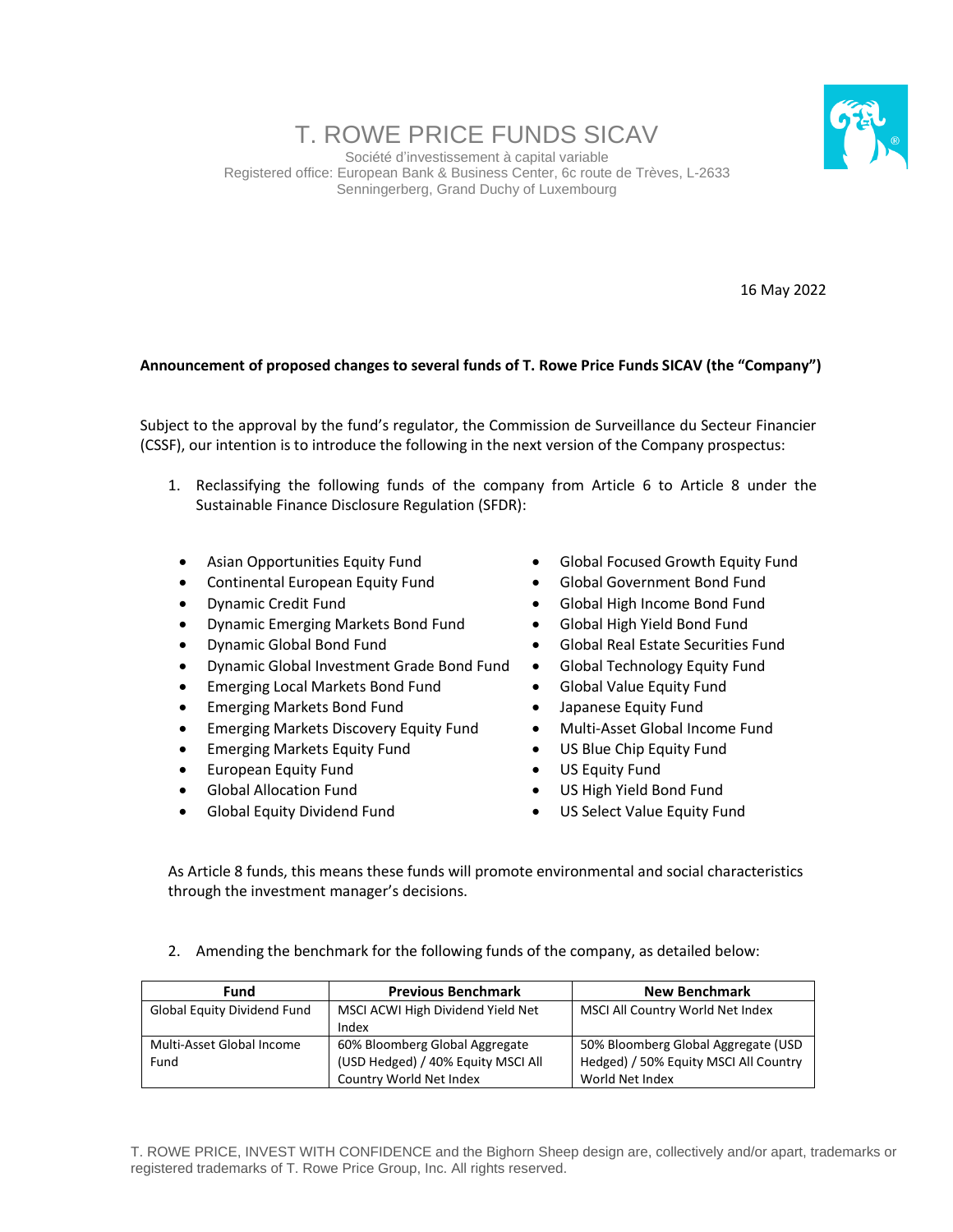# T. ROWE PRICE FUNDS SICAV

Société d'investissement à capital variable
Registered office: European Bank & Business Center, 6c route de Trèves, L-2633
Senningerberg, Grand Duchy of Luxembourg

16 May 2022

**Announcement of proposed changes to several funds of T. Rowe Price Funds SICAV (the "Company")**

Subject to the approval by the fund's regulator, the Commission de Surveillance du Secteur Financier (CSSF), our intention is to introduce the following in the next version of the Company prospectus:

1. Reclassifying the following funds of the company from Article 6 to Article 8 under the Sustainable Finance Disclosure Regulation (SFDR):

- Asian Opportunities Equity Fund
- Continental European Equity Fund
- Dynamic Credit Fund
- Dynamic Emerging Markets Bond Fund
- Dynamic Global Bond Fund
- Dynamic Global Investment Grade Bond Fund
- Emerging Local Markets Bond Fund
- Emerging Markets Bond Fund
- Emerging Markets Discovery Equity Fund
- Emerging Markets Equity Fund
- European Equity Fund
- Global Allocation Fund
- Global Equity Dividend Fund
- Global Focused Growth Equity Fund
- Global Government Bond Fund
- Global High Income Bond Fund
- Global High Yield Bond Fund
- Global Real Estate Securities Fund
- Global Technology Equity Fund
- Global Value Equity Fund
- Japanese Equity Fund
- Multi-Asset Global Income Fund
- US Blue Chip Equity Fund
- US Equity Fund
- US High Yield Bond Fund
- US Select Value Equity Fund

As Article 8 funds, this means these funds will promote environmental and social characteristics through the investment manager's decisions.

2. Amending the benchmark for the following funds of the company, as detailed below:

| Fund | Previous Benchmark | New Benchmark |
|---|---|---|
| Global Equity Dividend Fund | MSCI ACWI High Dividend Yield Net Index | MSCI All Country World Net Index |
| Multi-Asset Global Income Fund | 60% Bloomberg Global Aggregate (USD Hedged) / 40% Equity MSCI All Country World Net Index | 50% Bloomberg Global Aggregate (USD Hedged) / 50% Equity MSCI All Country World Net Index |

T. ROWE PRICE, INVEST WITH CONFIDENCE and the Bighorn Sheep design are, collectively and/or apart, trademarks or registered trademarks of T. Rowe Price Group, Inc. All rights reserved.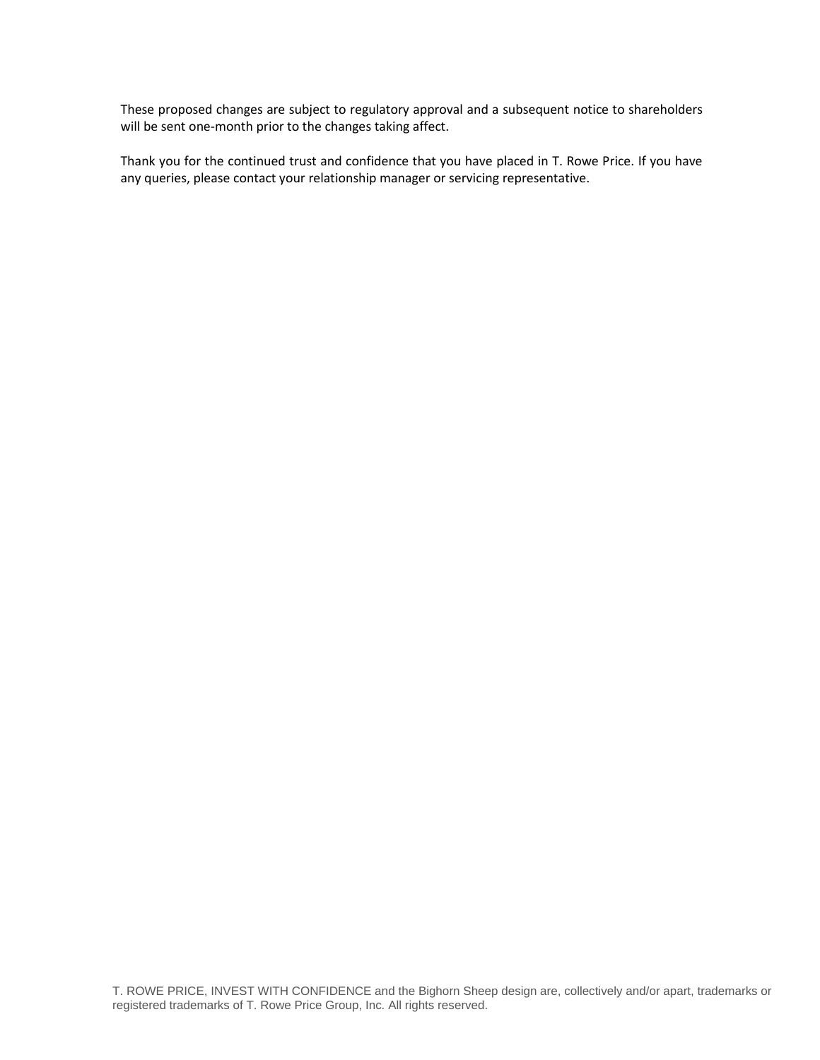These proposed changes are subject to regulatory approval and a subsequent notice to shareholders will be sent one-month prior to the changes taking affect.

Thank you for the continued trust and confidence that you have placed in T. Rowe Price. If you have any queries, please contact your relationship manager or servicing representative.

T. ROWE PRICE, INVEST WITH CONFIDENCE and the Bighorn Sheep design are, collectively and/or apart, trademarks or registered trademarks of T. Rowe Price Group, Inc. All rights reserved.